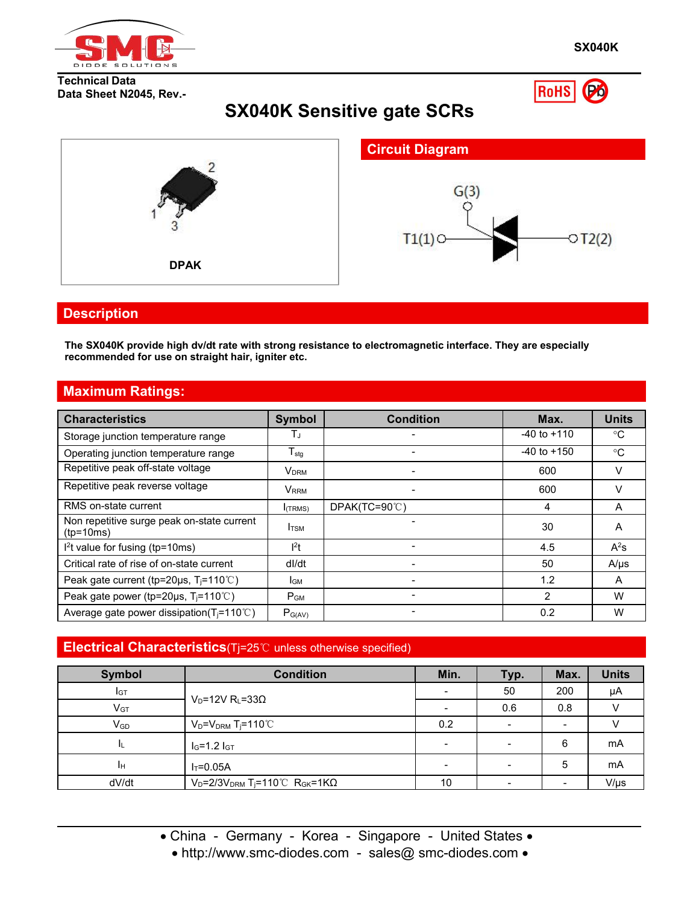SX040K

Technical Data
Data Sheet N2045, Rev.-

# SX040K Sensitive gate SCRs

DPAK

## Circuit Diagram

G(3)

T1(1) T2(2)

## Description

**The SX040K provide high dv/dt rate with strong resistance to electromagnetic interface. They are especially recommended for use on straight hair, igniter etc.**

## Maximum Ratings:

| Characteristics | Symbol | Condition | Max. | Units |
|---|---|---|---|---|
| Storage junction temperature range | $T_J$ | - | -40 to +110 | °C |
| Operating junction temperature range | $T_{stg}$ | - | -40 to +150 | °C |
| Repetitive peak off-state voltage | $V_{DRM}$ | - | 600 | V |
| Repetitive peak reverse voltage | $V_{RRM}$ | - | 600 | V |
| RMS on-state current | $I_{(TRMS)}$ | DPAK(TC=90℃) | 4 | A |
| Non repetitive surge peak on-state current (tp=10ms) | $I_{TSM}$ | - | 30 | A |
| $I^2t$ value for fusing (tp=10ms) | $I^2t$ | - | 4.5 | $A^2s$ |
| Critical rate of rise of on-state current | dI/dt | - | 50 | A/μs |
| Peak gate current (tp=20μs, $T_j$=110℃) | $I_{GM}$ | - | 1.2 | A |
| Peak gate power (tp=20μs, $T_j$=110℃) | $P_{GM}$ | - | 2 | W |
| Average gate power dissipation($T_j$=110℃) | $P_{G(AV)}$ | - | 0.2 | W |

## Electrical Characteristics(Tj=25℃ unless otherwise specified)

| Symbol | Condition | Min. | Typ. | Max. | Units |
|---|---|---|---|---|---|
| $I_{GT}$ | $V_D$=12V $R_L$=33Ω | - | 50 | 200 | μA |
| $V_{GT}$ | | - | 0.6 | 0.8 | V |
| $V_{GD}$ | $V_D$=$V_{DRM}$ $T_j$=110℃ | 0.2 | - | - | V |
| $I_L$ | $I_G$=1.2 $I_{GT}$ | - | - | 6 | mA |
| $I_H$ | $I_T$=0.05A | - | - | 5 | mA |
| dV/dt | $V_D$=2/3$V_{DRM}$ $T_j$=110℃ $R_{GK}$=1KΩ | 10 | - | - | V/μs |

• China - Germany - Korea - Singapore - United States •
• http://www.smc-diodes.com - sales@ smc-diodes.com •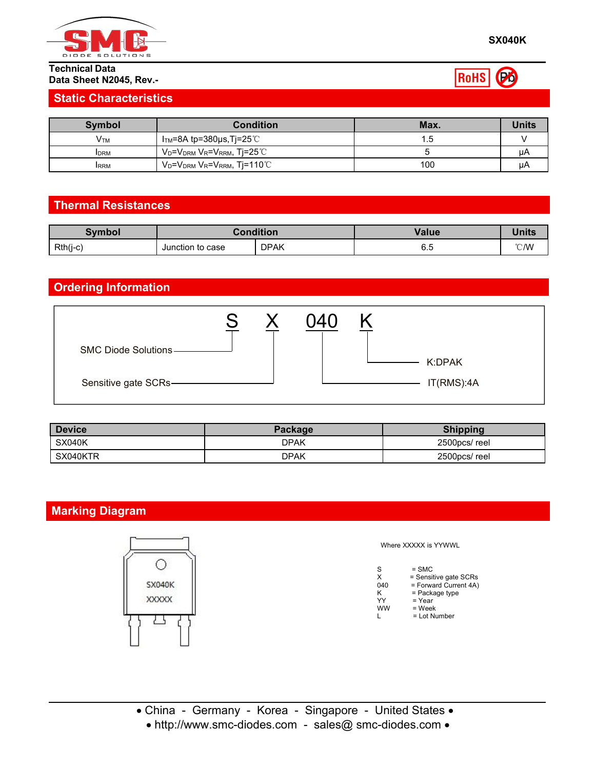**Technical Data**
**Data Sheet N2045, Rev.-**

## Static Characteristics

| Symbol | Condition | Max. | Units |
|---|---|---|---|
| $V_{TM}$ | $I_{TM}$=8A tp=380μs,Tj=25℃ | 1.5 | V |
| $I_{DRM}$ | $V_D$=$V_{DRM}$ $V_R$=$V_{RRM}$, Tj=25℃ | 5 | μA |
| $I_{RRM}$ | $V_D$=$V_{DRM}$ $V_R$=$V_{RRM}$, Tj=110℃ | 100 | μA |

## Thermal Resistances

| Symbol | Condition | | Value | Units |
|---|---|---|---|---|
| Rth(j-c) | Junction to case | DPAK | 6.5 | ℃/W |

## Ordering Information

S X 040 K

- S: SMC Diode Solutions
- X: Sensitive gate SCRs
- 040: IT(RMS):4A
- K: K:DPAK

| Device | Package | Shipping |
|---|---|---|
| SX040K | DPAK | 2500pcs/ reel |
| SX040KTR | DPAK | 2500pcs/ reel |

## Marking Diagram

SX040K
XXXXX

Where XXXXX is YYWWL

| | |
|---|---|
| S | = SMC |
| X | = Sensitive gate SCRs |
| 040 | = Forward Current 4A) |
| K | = Package type |
| YY | = Year |
| WW | = Week |
| L | = Lot Number |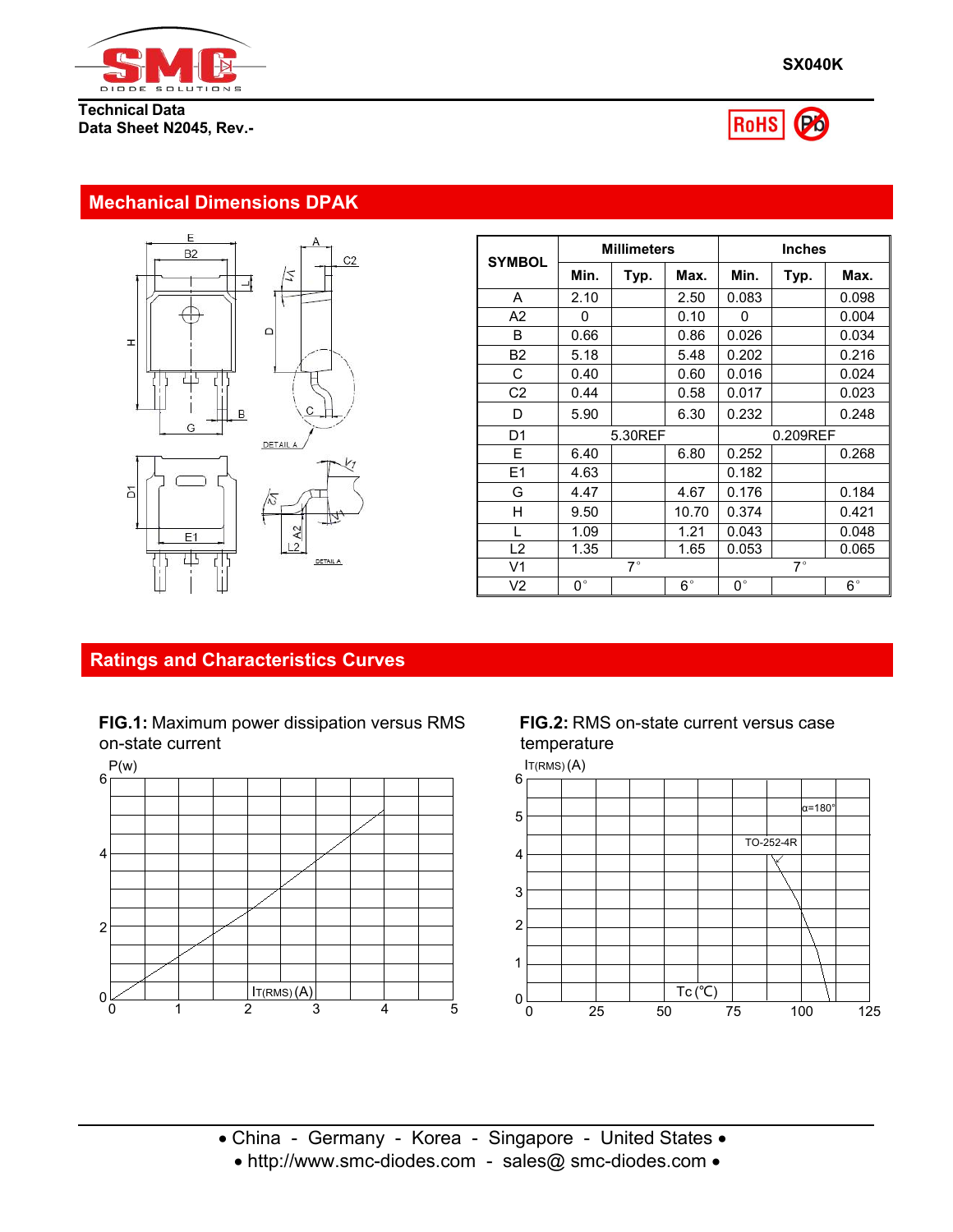SX040K

Technical Data
Data Sheet N2045, Rev.-

## Mechanical Dimensions DPAK

| SYMBOL | Millimeters | | | Inches | | |
|---|---|---|---|---|---|---|
| | Min. | Typ. | Max. | Min. | Typ. | Max. |
| A | 2.10 | | 2.50 | 0.083 | | 0.098 |
| A2 | 0 | | 0.10 | 0 | | 0.004 |
| B | 0.66 | | 0.86 | 0.026 | | 0.034 |
| B2 | 5.18 | | 5.48 | 0.202 | | 0.216 |
| C | 0.40 | | 0.60 | 0.016 | | 0.024 |
| C2 | 0.44 | | 0.58 | 0.017 | | 0.023 |
| D | 5.90 | | 6.30 | 0.232 | | 0.248 |
| D1 | | 5.30REF | | | 0.209REF | |
| E | 6.40 | | 6.80 | 0.252 | | 0.268 |
| E1 | 4.63 | | | 0.182 | | |
| G | 4.47 | | 4.67 | 0.176 | | 0.184 |
| H | 9.50 | | 10.70 | 0.374 | | 0.421 |
| L | 1.09 | | 1.21 | 0.043 | | 0.048 |
| L2 | 1.35 | | 1.65 | 0.053 | | 0.065 |
| V1 | | 7° | | | 7° | |
| V2 | 0° | | 6° | 0° | | 6° |

## Ratings and Characteristics Curves

**FIG.1:** Maximum power dissipation versus RMS on-state current

**FIG.2:** RMS on-state current versus case temperature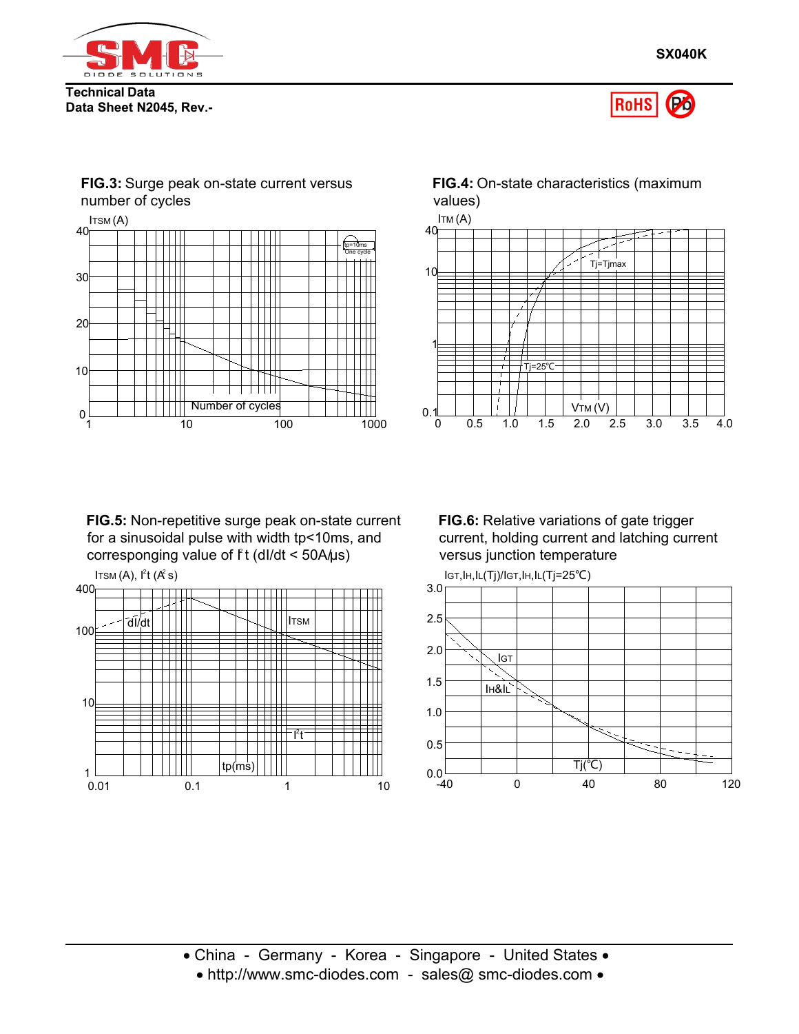**SX040K**

**Technical Data**
**Data Sheet N2045, Rev.-**

**FIG.3:** Surge peak on-state current versus number of cycles

$I_{TSM}$ (A)

tp=10ms
One cycle

Number of cycles

**FIG.4:** On-state characteristics (maximum values)

$I_{TM}$ (A)

Tj=Tjmax

Tj=25℃

$V_{TM}$ (V)

**FIG.5:** Non-repetitive surge peak on-state current for a sinusoidal pulse with width tp<10ms, and correspong– value of $I^2t$ (dI/dt < 50A/µs)

$I_{TSM}$ (A), $I^2t$ ($A^2$ s)

dI/dt

$I_{TSM}$

$I^2t$

tp(ms)

**FIG.6:** Relative variations of gate trigger current, holding current and latching current versus junction temperature

$I_{GT}$,$I_H$,$I_L$(Tj)/$I_{GT}$,$I_H$,$I_L$(Tj=25℃)

$I_{GT}$

$I_H$&$I_L$

Tj(℃)

• China - Germany - Korea - Singapore - United States •
• http://www.smc-diodes.com - sales@ smc-diodes.com •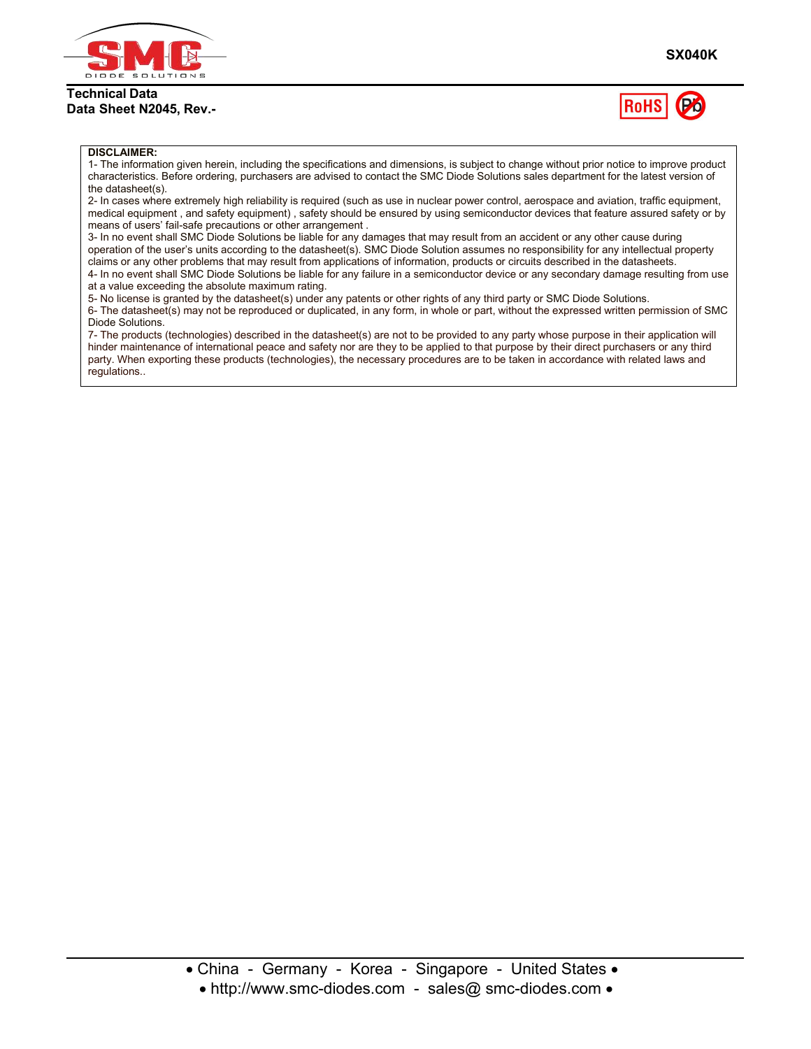SX040K

**Technical Data**
**Data Sheet N2045, Rev.-**

**DISCLAIMER:**

1- The information given herein, including the specifications and dimensions, is subject to change without prior notice to improve product characteristics. Before ordering, purchasers are advised to contact the SMC Diode Solutions sales department for the latest version of the datasheet(s).
2- In cases where extremely high reliability is required (such as use in nuclear power control, aerospace and aviation, traffic equipment, medical equipment , and safety equipment) , safety should be ensured by using semiconductor devices that feature assured safety or by means of users' fail-safe precautions or other arrangement .
3- In no event shall SMC Diode Solutions be liable for any damages that may result from an accident or any other cause during operation of the user's units according to the datasheet(s). SMC Diode Solution assumes no responsibility for any intellectual property claims or any other problems that may result from applications of information, products or circuits described in the datasheets.
4- In no event shall SMC Diode Solutions be liable for any failure in a semiconductor device or any secondary damage resulting from use at a value exceeding the absolute maximum rating.
5- No license is granted by the datasheet(s) under any patents or other rights of any third party or SMC Diode Solutions.
6- The datasheet(s) may not be reproduced or duplicated, in any form, in whole or part, without the expressed written permission of SMC Diode Solutions.
7- The products (technologies) described in the datasheet(s) are not to be provided to any party whose purpose in their application will hinder maintenance of international peace and safety nor are they to be applied to that purpose by their direct purchasers or any third party. When exporting these products (technologies), the necessary procedures are to be taken in accordance with related laws and regulations..

• China - Germany - Korea - Singapore - United States •
• http://www.smc-diodes.com - sales@ smc-diodes.com •